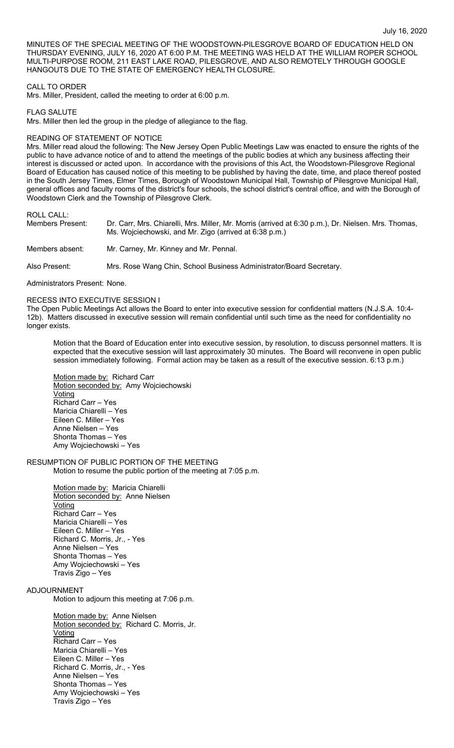MINUTES OF THE SPECIAL MEETING OF THE WOODSTOWN-PILESGROVE BOARD OF EDUCATION HELD ON THURSDAY EVENING, JULY 16, 2020 AT 6:00 P.M. THE MEETING WAS HELD AT THE WILLIAM ROPER SCHOOL MULTI-PURPOSE ROOM, 211 EAST LAKE ROAD, PILESGROVE, AND ALSO REMOTELY THROUGH GOOGLE HANGOUTS DUE TO THE STATE OF EMERGENCY HEALTH CLOSURE.

CALL TO ORDER
Mrs. Miller, President, called the meeting to order at 6:00 p.m.

FLAG SALUTE
Mrs. Miller then led the group in the pledge of allegiance to the flag.

READING OF STATEMENT OF NOTICE
Mrs. Miller read aloud the following: The New Jersey Open Public Meetings Law was enacted to ensure the rights of the public to have advance notice of and to attend the meetings of the public bodies at which any business affecting their interest is discussed or acted upon. In accordance with the provisions of this Act, the Woodstown-Pilesgrove Regional Board of Education has caused notice of this meeting to be published by having the date, time, and place thereof posted in the South Jersey Times, Elmer Times, Borough of Woodstown Municipal Hall, Township of Pilesgrove Municipal Hall, general offices and faculty rooms of the district's four schools, the school district's central office, and with the Borough of Woodstown Clerk and the Township of Pilesgrove Clerk.

ROLL CALL:

Members Present: Dr. Carr, Mrs. Chiarelli, Mrs. Miller, Mr. Morris (arrived at 6:30 p.m.), Dr. Nielsen. Mrs. Thomas, Ms. Wojciechowski, and Mr. Zigo (arrived at 6:38 p.m.)

Members absent: Mr. Carney, Mr. Kinney and Mr. Pennal.

Also Present: Mrs. Rose Wang Chin, School Business Administrator/Board Secretary.

Administrators Present: None.

RECESS INTO EXECUTIVE SESSION I
The Open Public Meetings Act allows the Board to enter into executive session for confidential matters (N.J.S.A. 10:4-12b). Matters discussed in executive session will remain confidential until such time as the need for confidentiality no longer exists.

Motion that the Board of Education enter into executive session, by resolution, to discuss personnel matters. It is expected that the executive session will last approximately 30 minutes. The Board will reconvene in open public session immediately following. Formal action may be taken as a result of the executive session. 6:13 p.m.)

Motion made by: Richard Carr
Motion seconded by: Amy Wojciechowski
Voting
Richard Carr – Yes
Maricia Chiarelli – Yes
Eileen C. Miller – Yes
Anne Nielsen – Yes
Shonta Thomas – Yes
Amy Wojciechowski – Yes

RESUMPTION OF PUBLIC PORTION OF THE MEETING
Motion to resume the public portion of the meeting at 7:05 p.m.

Motion made by: Maricia Chiarelli
Motion seconded by: Anne Nielsen
Voting
Richard Carr – Yes
Maricia Chiarelli – Yes
Eileen C. Miller – Yes
Richard C. Morris, Jr., - Yes
Anne Nielsen – Yes
Shonta Thomas – Yes
Amy Wojciechowski – Yes
Travis Zigo – Yes

ADJOURNMENT
Motion to adjourn this meeting at 7:06 p.m.

Motion made by: Anne Nielsen
Motion seconded by: Richard C. Morris, Jr.
Voting
Richard Carr – Yes
Maricia Chiarelli – Yes
Eileen C. Miller – Yes
Richard C. Morris, Jr., - Yes
Anne Nielsen – Yes
Shonta Thomas – Yes
Amy Wojciechowski – Yes
Travis Zigo – Yes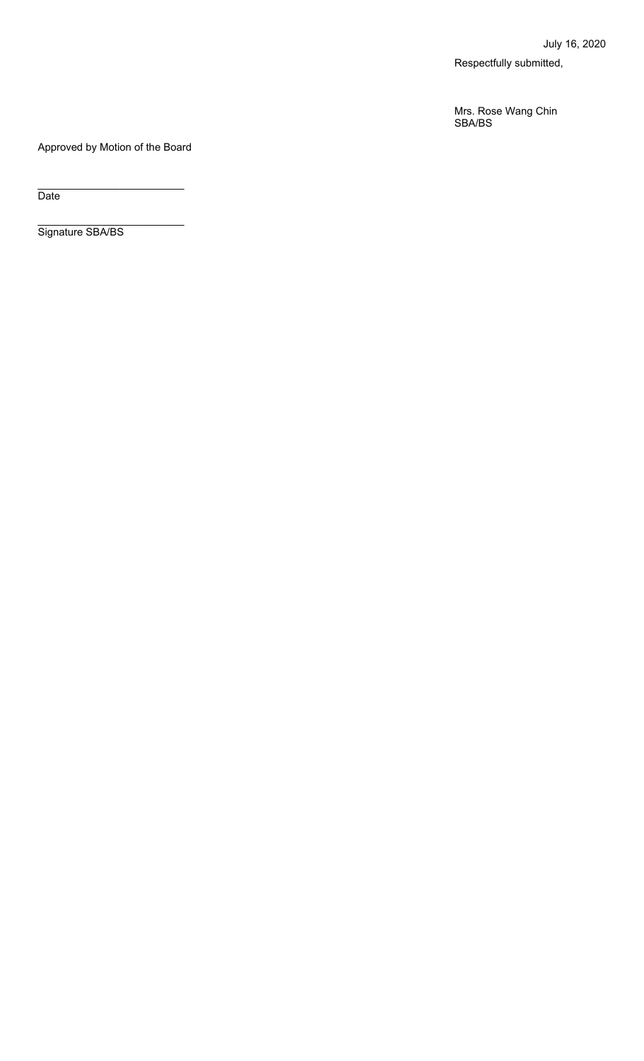July 16, 2020

Respectfully submitted,

Mrs. Rose Wang Chin
SBA/BS

Approved by Motion of the Board

\_\_\_\_\_\_\_\_\_\_\_\_\_\_\_\_\_\_\_\_\_\_\_\_\_\_
Date

\_\_\_\_\_\_\_\_\_\_\_\_\_\_\_\_\_\_\_\_\_\_\_\_\_\_
Signature SBA/BS